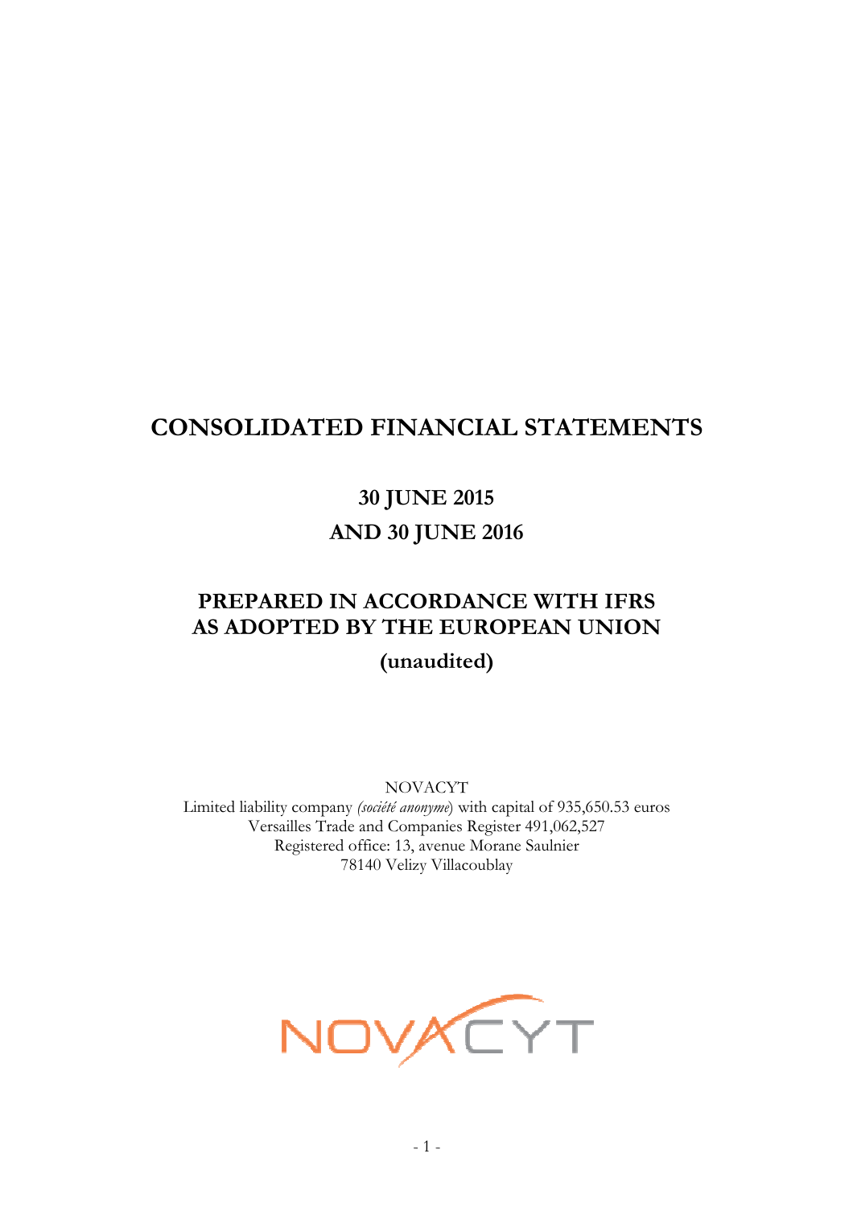# CONSOLIDATED FINANCIAL STATEMENTS

## 30 JUNE 2015
## AND 30 JUNE 2016

## PREPARED IN ACCORDANCE WITH IFRS AS ADOPTED BY THE EUROPEAN UNION

**(unaudited)**

NOVACYT
Limited liability company *(société anonyme)* with capital of 935,650.53 euros
Versailles Trade and Companies Register 491,062,527
Registered office: 13, avenue Morane Saulnier
78140 Velizy Villacoublay

NOVACYT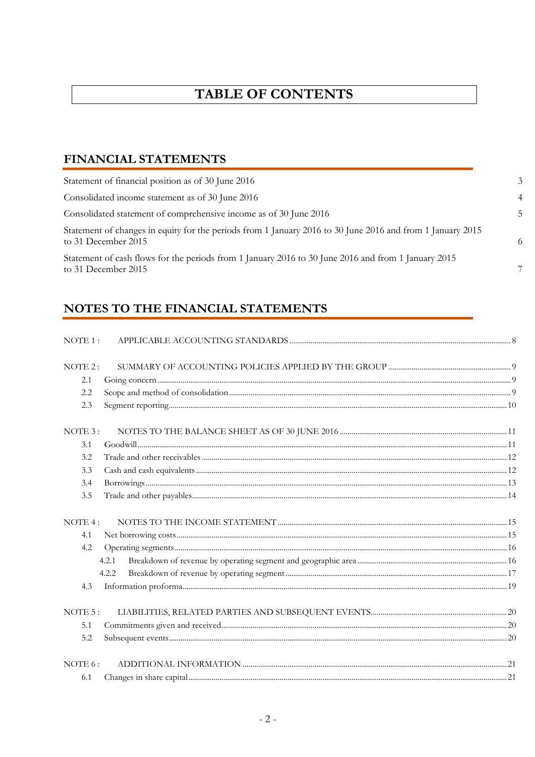# TABLE OF CONTENTS

## FINANCIAL STATEMENTS

| | |
|---|---|
| Statement of financial position as of 30 June 2016 | 3 |
| Consolidated income statement as of 30 June 2016 | 4 |
| Consolidated statement of comprehensive income as of 30 June 2016 | 5 |
| Statement of changes in equity for the periods from 1 January 2016 to 30 June 2016 and from 1 January 2015 to 31 December 2015 | 6 |
| Statement of cash flows for the periods from 1 January 2016 to 30 June 2016 and from 1 January 2015 to 31 December 2015 | 7 |

## NOTES TO THE FINANCIAL STATEMENTS

NOTE 1 : APPLICABLE ACCOUNTING STANDARDS ..... 8

NOTE 2 : SUMMARY OF ACCOUNTING POLICIES APPLIED BY THE GROUP ..... 9
- 2.1 Going concern ..... 9
- 2.2 Scope and method of consolidation ..... 9
- 2.3 Segment reporting ..... 10

NOTE 3 : NOTES TO THE BALANCE SHEET AS OF 30 JUNE 2016 ..... 11
- 3.1 Goodwill ..... 11
- 3.2 Trade and other receivables ..... 12
- 3.3 Cash and cash equivalents ..... 12
- 3.4 Borrowings ..... 13
- 3.5 Trade and other payables ..... 14

NOTE 4 : NOTES TO THE INCOME STATEMENT ..... 15
- 4.1 Net borrowing costs ..... 15
- 4.2 Operating segments ..... 16
  - 4.2.1 Breakdown of revenue by operating segment and geographic area ..... 16
  - 4.2.2 Breakdown of revenue by operating segment ..... 17
- 4.3 Information proforma ..... 19

NOTE 5 : LIABILITIES, RELATED PARTIES AND SUBSEQUENT EVENTS ..... 20
- 5.1 Commitments given and received ..... 20
- 5.2 Subsequent events ..... 20

NOTE 6 : ADDITIONAL INFORMATION ..... 21
- 6.1 Changes in share capital ..... 21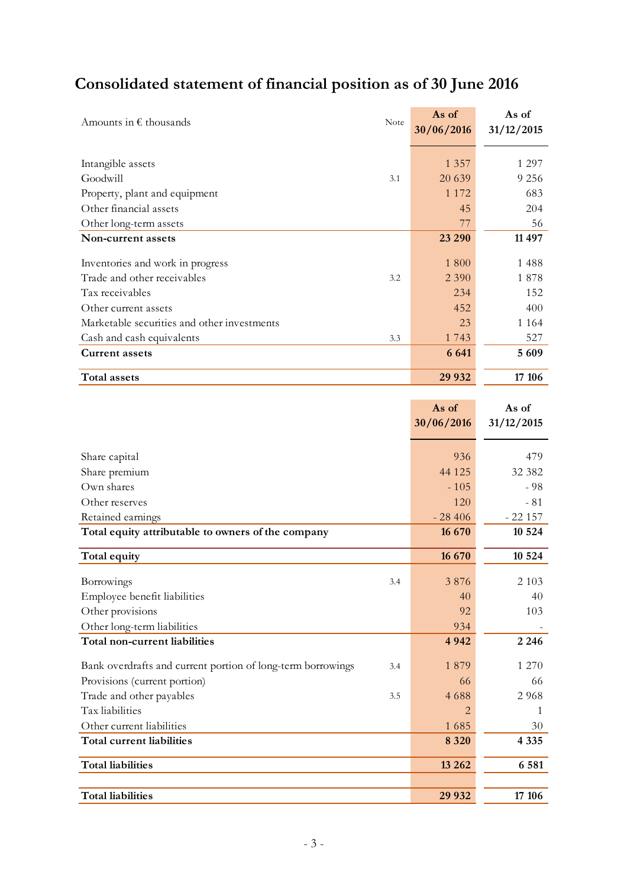# Consolidated statement of financial position as of 30 June 2016

| Amounts in € thousands | Note | As of 30/06/2016 | As of 31/12/2015 |
|---|---|---|---|
| Intangible assets | | 1 357 | 1 297 |
| Goodwill | 3.1 | 20 639 | 9 256 |
| Property, plant and equipment | | 1 172 | 683 |
| Other financial assets | | 45 | 204 |
| Other long-term assets | | 77 | 56 |
| **Non-current assets** | | **23 290** | **11 497** |
| Inventories and work in progress | | 1 800 | 1 488 |
| Trade and other receivables | 3.2 | 2 390 | 1 878 |
| Tax receivables | | 234 | 152 |
| Other current assets | | 452 | 400 |
| Marketable securities and other investments | | 23 | 1 164 |
| Cash and cash equivalents | 3.3 | 1 743 | 527 |
| **Current assets** | | **6 641** | **5 609** |
| **Total assets** | | **29 932** | **17 106** |

| | Note | As of 30/06/2016 | As of 31/12/2015 |
|---|---|---|---|
| Share capital | | 936 | 479 |
| Share premium | | 44 125 | 32 382 |
| Own shares | | - 105 | - 98 |
| Other reserves | | 120 | - 81 |
| Retained earnings | | - 28 406 | - 22 157 |
| **Total equity attributable to owners of the company** | | **16 670** | **10 524** |
| **Total equity** | | **16 670** | **10 524** |
| Borrowings | 3.4 | 3 876 | 2 103 |
| Employee benefit liabilities | | 40 | 40 |
| Other provisions | | 92 | 103 |
| Other long-term liabilities | | 934 | - |
| **Total non-current liabilities** | | **4 942** | **2 246** |
| Bank overdrafts and current portion of long-term borrowings | 3.4 | 1 879 | 1 270 |
| Provisions (current portion) | | 66 | 66 |
| Trade and other payables | 3.5 | 4 688 | 2 968 |
| Tax liabilities | | 2 | 1 |
| Other current liabilities | | 1 685 | 30 |
| **Total current liabilities** | | **8 320** | **4 335** |
| **Total liabilities** | | **13 262** | **6 581** |
| **Total liabilities** | | **29 932** | **17 106** |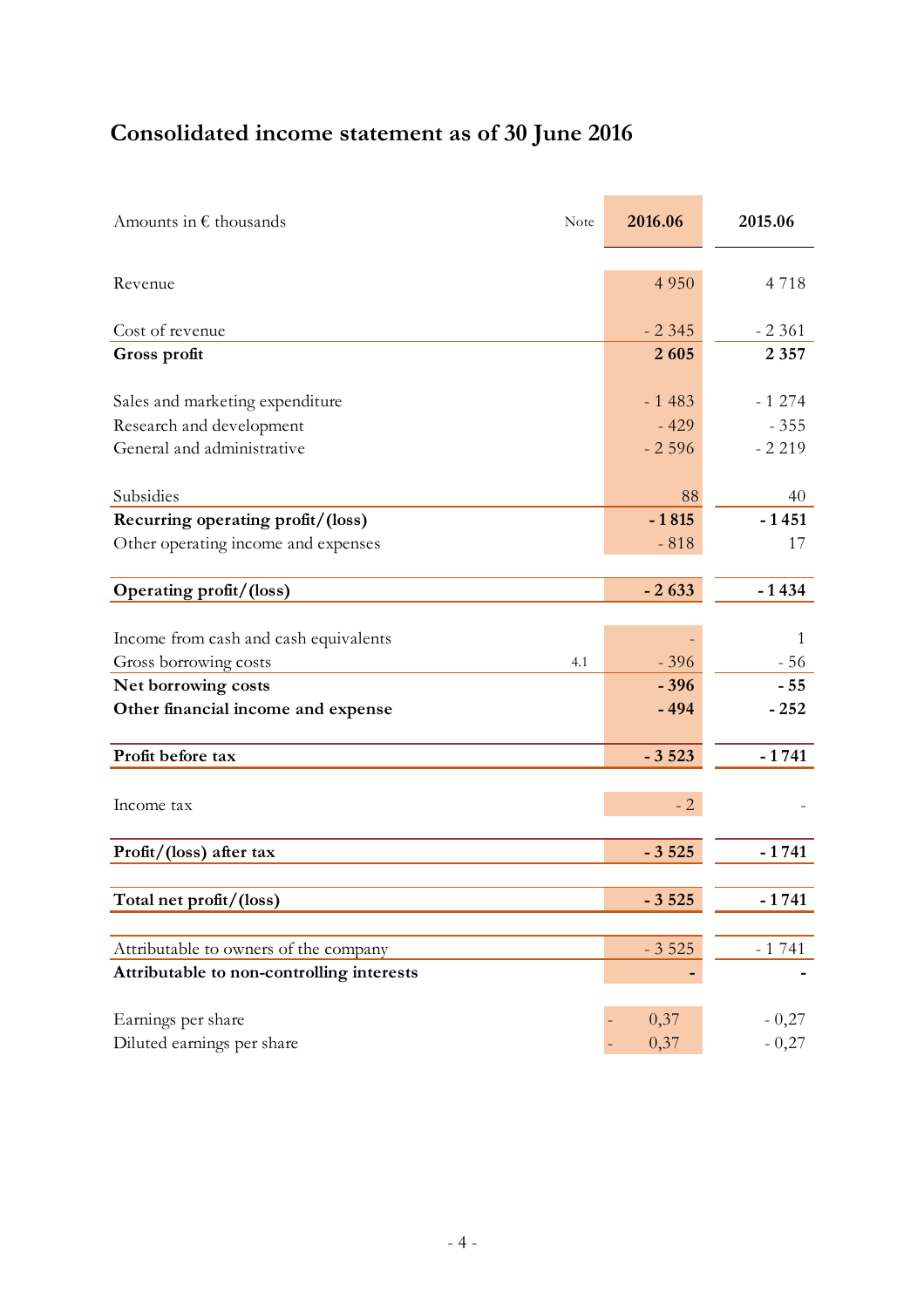# Consolidated income statement as of 30 June 2016

| Amounts in € thousands | Note | 2016.06 | 2015.06 |
|---|---|---|---|
| Revenue | | 4 950 | 4 718 |
| Cost of revenue | | - 2 345 | - 2 361 |
| **Gross profit** | | **2 605** | **2 357** |
| Sales and marketing expenditure | | - 1 483 | - 1 274 |
| Research and development | | - 429 | - 355 |
| General and administrative | | - 2 596 | - 2 219 |
| Subsidies | | 88 | 40 |
| **Recurring operating profit/(loss)** | | **- 1 815** | **- 1 451** |
| Other operating income and expenses | | - 818 | 17 |
| **Operating profit/(loss)** | | **- 2 633** | **- 1 434** |
| Income from cash and cash equivalents | | - | 1 |
| Gross borrowing costs | 4.1 | - 396 | - 56 |
| **Net borrowing costs** | | **- 396** | **- 55** |
| **Other financial income and expense** | | **- 494** | **- 252** |
| **Profit before tax** | | **- 3 523** | **- 1 741** |
| Income tax | | - 2 | - |
| **Profit/(loss) after tax** | | **- 3 525** | **- 1 741** |
| **Total net profit/(loss)** | | **- 3 525** | **- 1 741** |
| Attributable to owners of the company | | - 3 525 | - 1 741 |
| **Attributable to non-controlling interests** | | **-** | **-** |
| Earnings per share | | - 0,37 | - 0,27 |
| Diluted earnings per share | | - 0,37 | - 0,27 |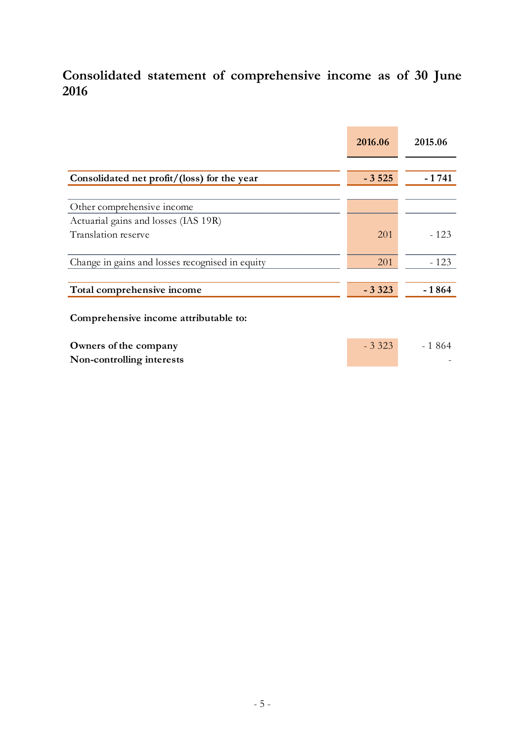# Consolidated statement of comprehensive income as of 30 June 2016

| | 2016.06 | 2015.06 |
|---|---|---|
| **Consolidated net profit/(loss) for the year** | **- 3 525** | **- 1 741** |
| Other comprehensive income | | |
| Actuarial gains and losses (IAS 19R) | | |
| Translation reserve | 201 | - 123 |
| Change in gains and losses recognised in equity | 201 | - 123 |
| **Total comprehensive income** | **- 3 323** | **- 1 864** |
| **Comprehensive income attributable to:** | | |
| **Owners of the company** | - 3 323 | - 1 864 |
| **Non-controlling interests** | | - |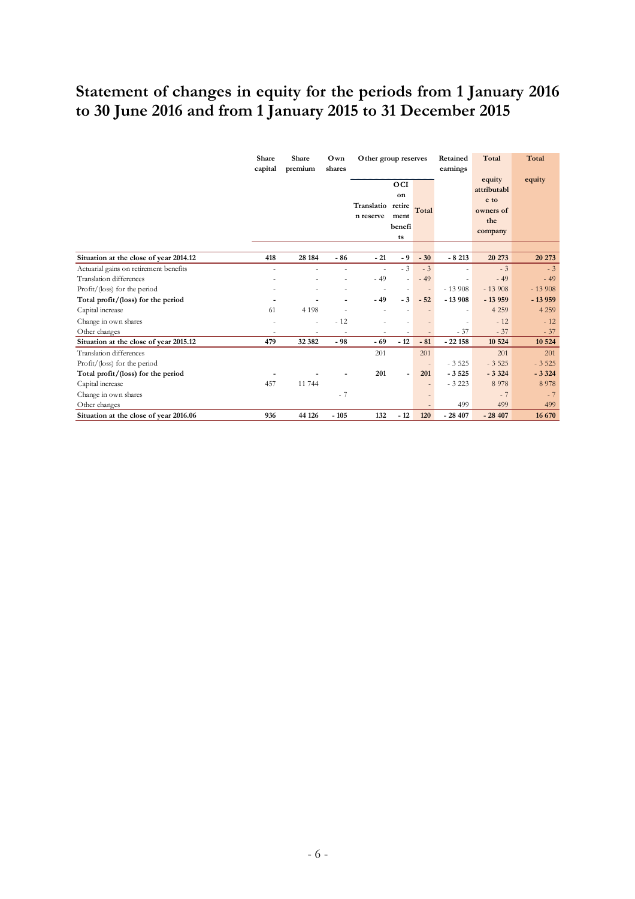# Statement of changes in equity for the periods from 1 January 2016 to 30 June 2016 and from 1 January 2015 to 31 December 2015

| | Share capital | Share premium | Own shares | Other group reserves | | | Retained earnings | Total | Total |
|---|---|---|---|---|---|---|---|---|---|
| | | | | Translation reserve | OCI on retirement benefits | Total | | equity attributable to owners of the company | equity |
| **Situation at the close of year 2014.12** | **418** | **28 184** | **- 86** | **- 21** | **- 9** | **- 30** | **- 8 213** | **20 273** | **20 273** |
| Actuarial gains on retirement benefits | - | - | - | - | - 3 | - 3 | - | - 3 | - 3 |
| Translation differences | - | - | - | - 49 | - | - 49 | - | - 49 | - 49 |
| Profit/(loss) for the period | - | - | - | - | - | - | - 13 908 | - 13 908 | - 13 908 |
| **Total profit/(loss) for the period** | **-** | **-** | **-** | **- 49** | **- 3** | **- 52** | **- 13 908** | **- 13 959** | **- 13 959** |
| Capital increase | 61 | 4 198 | - | - | - | - | - | 4 259 | 4 259 |
| Change in own shares | - | - | - 12 | - | - | - | - | - 12 | - 12 |
| Other changes | - | - | - | - | - | - | - 37 | - 37 | - 37 |
| **Situation at the close of year 2015.12** | **479** | **32 382** | **- 98** | **- 69** | **- 12** | **- 81** | **- 22 158** | **10 524** | **10 524** |
| Translation differences | | | | 201 | | 201 | | 201 | 201 |
| Profit/(loss) for the period | | | | | | - | - 3 525 | - 3 525 | - 3 525 |
| **Total profit/(loss) for the period** | **-** | **-** | **-** | **201** | **-** | **201** | **- 3 525** | **- 3 324** | **- 3 324** |
| Capital increase | 457 | 11 744 | | | | - | - 3 223 | 8 978 | 8 978 |
| Change in own shares | | | - 7 | | | - | | - 7 | - 7 |
| Other changes | | | | | | - | 499 | 499 | 499 |
| **Situation at the close of year 2016.06** | **936** | **44 126** | **- 105** | **132** | **- 12** | **120** | **- 28 407** | **- 28 407** | **16 670** |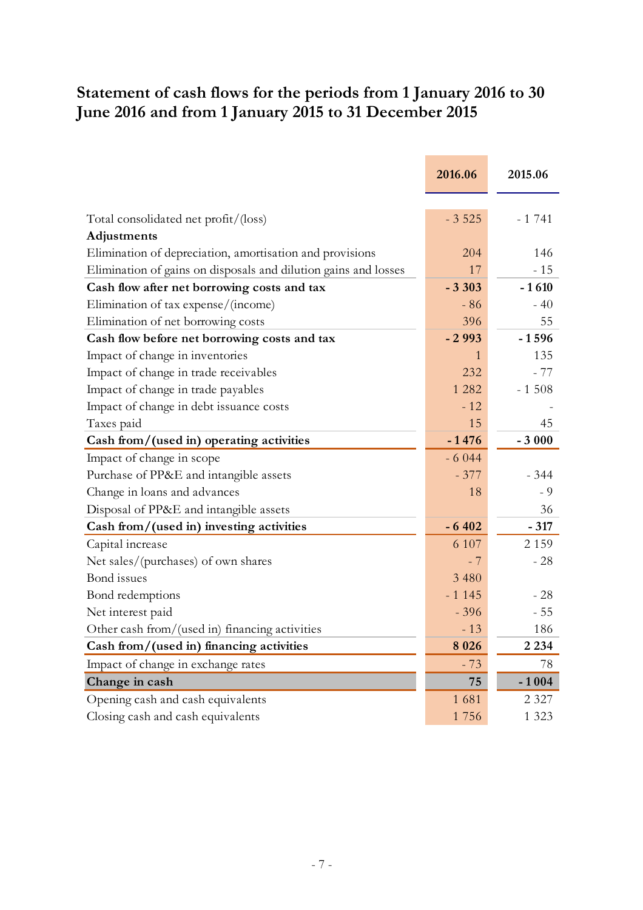## Statement of cash flows for the periods from 1 January 2016 to 30 June 2016 and from 1 January 2015 to 31 December 2015

| | 2016.06 | 2015.06 |
|---|---|---|
| Total consolidated net profit/(loss) | - 3 525 | - 1 741 |
| **Adjustments** | | |
| Elimination of depreciation, amortisation and provisions | 204 | 146 |
| Elimination of gains on disposals and dilution gains and losses | 17 | - 15 |
| **Cash flow after net borrowing costs and tax** | **- 3 303** | **- 1 610** |
| Elimination of tax expense/(income) | - 86 | - 40 |
| Elimination of net borrowing costs | 396 | 55 |
| **Cash flow before net borrowing costs and tax** | **- 2 993** | **- 1 596** |
| Impact of change in inventories | 1 | 135 |
| Impact of change in trade receivables | 232 | - 77 |
| Impact of change in trade payables | 1 282 | - 1 508 |
| Impact of change in debt issuance costs | - 12 | - |
| Taxes paid | 15 | 45 |
| **Cash from/(used in) operating activities** | **- 1 476** | **- 3 000** |
| Impact of change in scope | - 6 044 | |
| Purchase of PP&E and intangible assets | - 377 | - 344 |
| Change in loans and advances | 18 | - 9 |
| Disposal of PP&E and intangible assets | | 36 |
| **Cash from/(used in) investing activities** | **- 6 402** | **- 317** |
| Capital increase | 6 107 | 2 159 |
| Net sales/(purchases) of own shares | - 7 | - 28 |
| Bond issues | 3 480 | |
| Bond redemptions | - 1 145 | - 28 |
| Net interest paid | - 396 | - 55 |
| Other cash from/(used in) financing activities | - 13 | 186 |
| **Cash from/(used in) financing activities** | **8 026** | **2 234** |
| Impact of change in exchange rates | - 73 | 78 |
| **Change in cash** | **75** | **- 1 004** |
| Opening cash and cash equivalents | 1 681 | 2 327 |
| Closing cash and cash equivalents | 1 756 | 1 323 |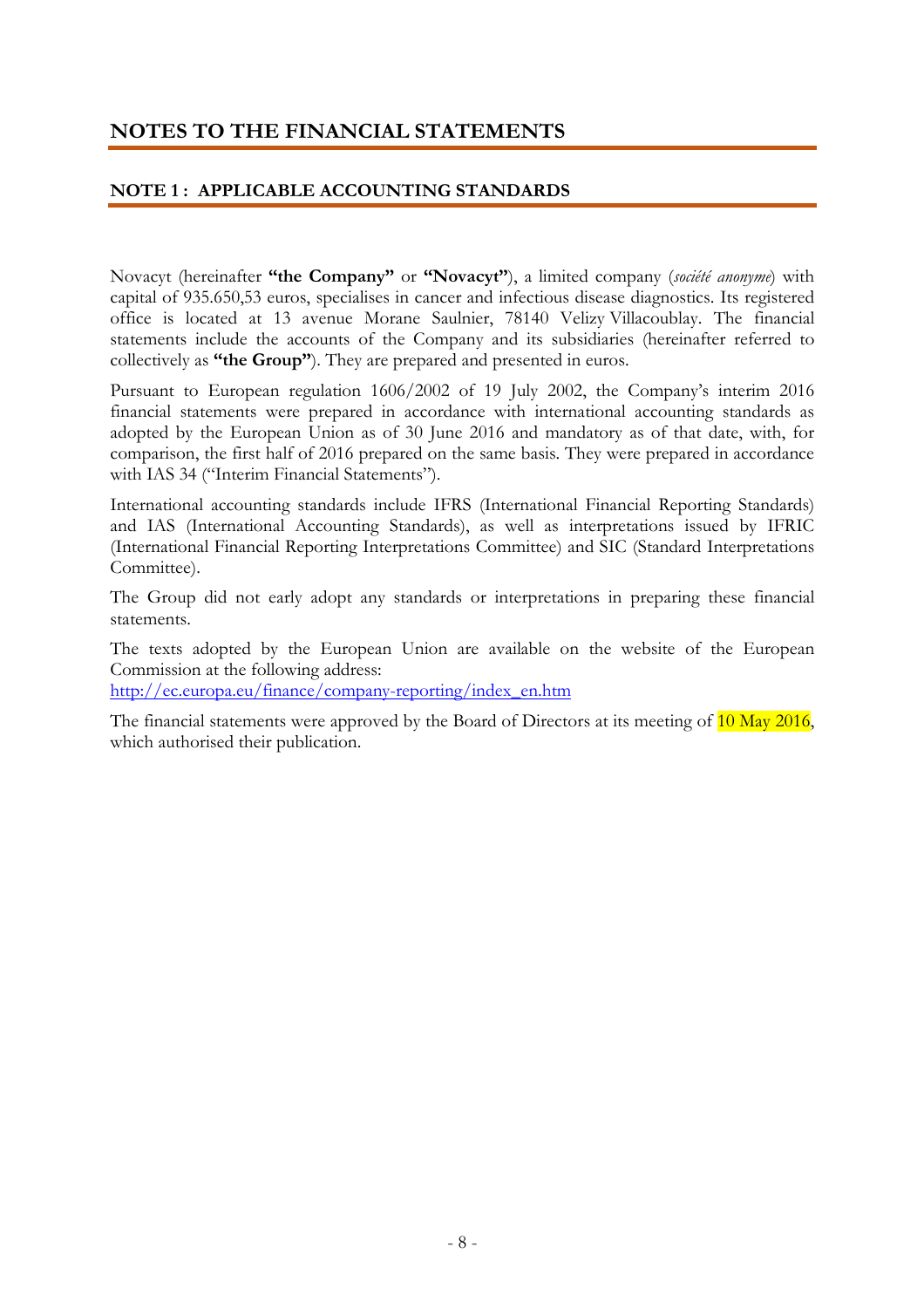# NOTES TO THE FINANCIAL STATEMENTS

## NOTE 1 : APPLICABLE ACCOUNTING STANDARDS

Novacyt (hereinafter **"the Company"** or **"Novacyt"**), a limited company (*société anonyme*) with capital of 935.650,53 euros, specialises in cancer and infectious disease diagnostics. Its registered office is located at 13 avenue Morane Saulnier, 78140 Velizy Villacoublay. The financial statements include the accounts of the Company and its subsidiaries (hereinafter referred to collectively as **"the Group"**). They are prepared and presented in euros.

Pursuant to European regulation 1606/2002 of 19 July 2002, the Company's interim 2016 financial statements were prepared in accordance with international accounting standards as adopted by the European Union as of 30 June 2016 and mandatory as of that date, with, for comparison, the first half of 2016 prepared on the same basis. They were prepared in accordance with IAS 34 ("Interim Financial Statements").

International accounting standards include IFRS (International Financial Reporting Standards) and IAS (International Accounting Standards), as well as interpretations issued by IFRIC (International Financial Reporting Interpretations Committee) and SIC (Standard Interpretations Committee).

The Group did not early adopt any standards or interpretations in preparing these financial statements.

The texts adopted by the European Union are available on the website of the European Commission at the following address:
[http://ec.europa.eu/finance/company-reporting/index_en.htm](http://ec.europa.eu/finance/company-reporting/index_en.htm)

The financial statements were approved by the Board of Directors at its meeting of 10 May 2016, which authorised their publication.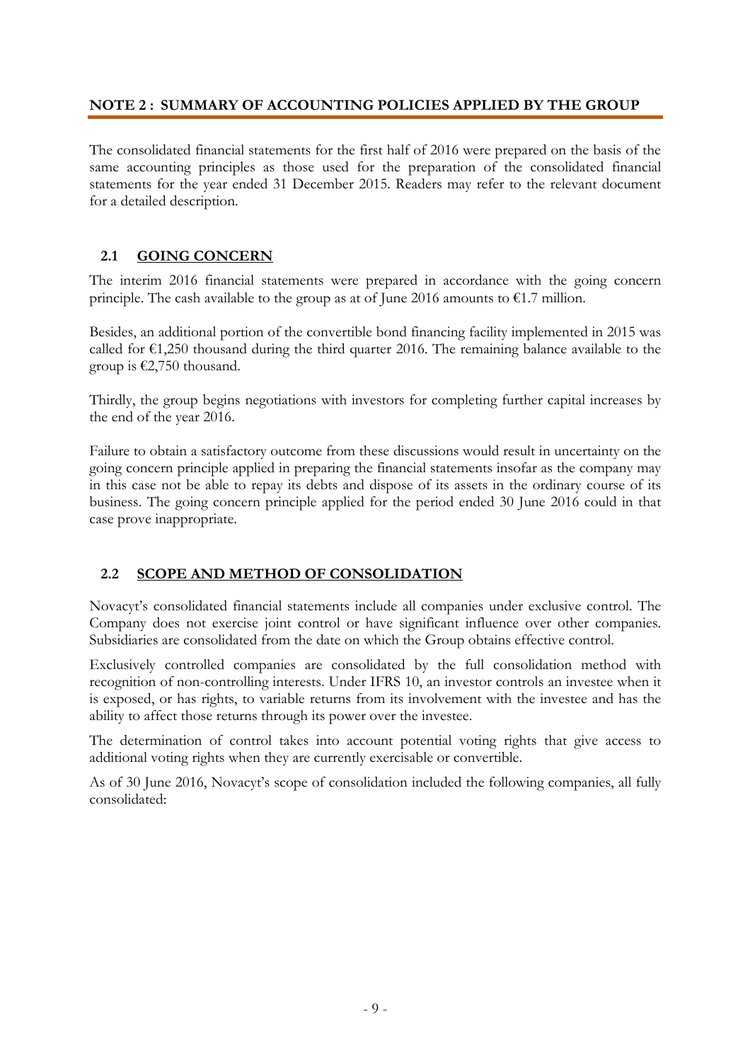## NOTE 2 : SUMMARY OF ACCOUNTING POLICIES APPLIED BY THE GROUP

The consolidated financial statements for the first half of 2016 were prepared on the basis of the same accounting principles as those used for the preparation of the consolidated financial statements for the year ended 31 December 2015. Readers may refer to the relevant document for a detailed description.

### 2.1 GOING CONCERN

The interim 2016 financial statements were prepared in accordance with the going concern principle. The cash available to the group as at of June 2016 amounts to €1.7 million.

Besides, an additional portion of the convertible bond financing facility implemented in 2015 was called for €1,250 thousand during the third quarter 2016. The remaining balance available to the group is €2,750 thousand.

Thirdly, the group begins negotiations with investors for completing further capital increases by the end of the year 2016.

Failure to obtain a satisfactory outcome from these discussions would result in uncertainty on the going concern principle applied in preparing the financial statements insofar as the company may in this case not be able to repay its debts and dispose of its assets in the ordinary course of its business. The going concern principle applied for the period ended 30 June 2016 could in that case prove inappropriate.

### 2.2 SCOPE AND METHOD OF CONSOLIDATION

Novacyt's consolidated financial statements include all companies under exclusive control. The Company does not exercise joint control or have significant influence over other companies. Subsidiaries are consolidated from the date on which the Group obtains effective control.

Exclusively controlled companies are consolidated by the full consolidation method with recognition of non-controlling interests. Under IFRS 10, an investor controls an investee when it is exposed, or has rights, to variable returns from its involvement with the investee and has the ability to affect those returns through its power over the investee.

The determination of control takes into account potential voting rights that give access to additional voting rights when they are currently exercisable or convertible.

As of 30 June 2016, Novacyt's scope of consolidation included the following companies, all fully consolidated: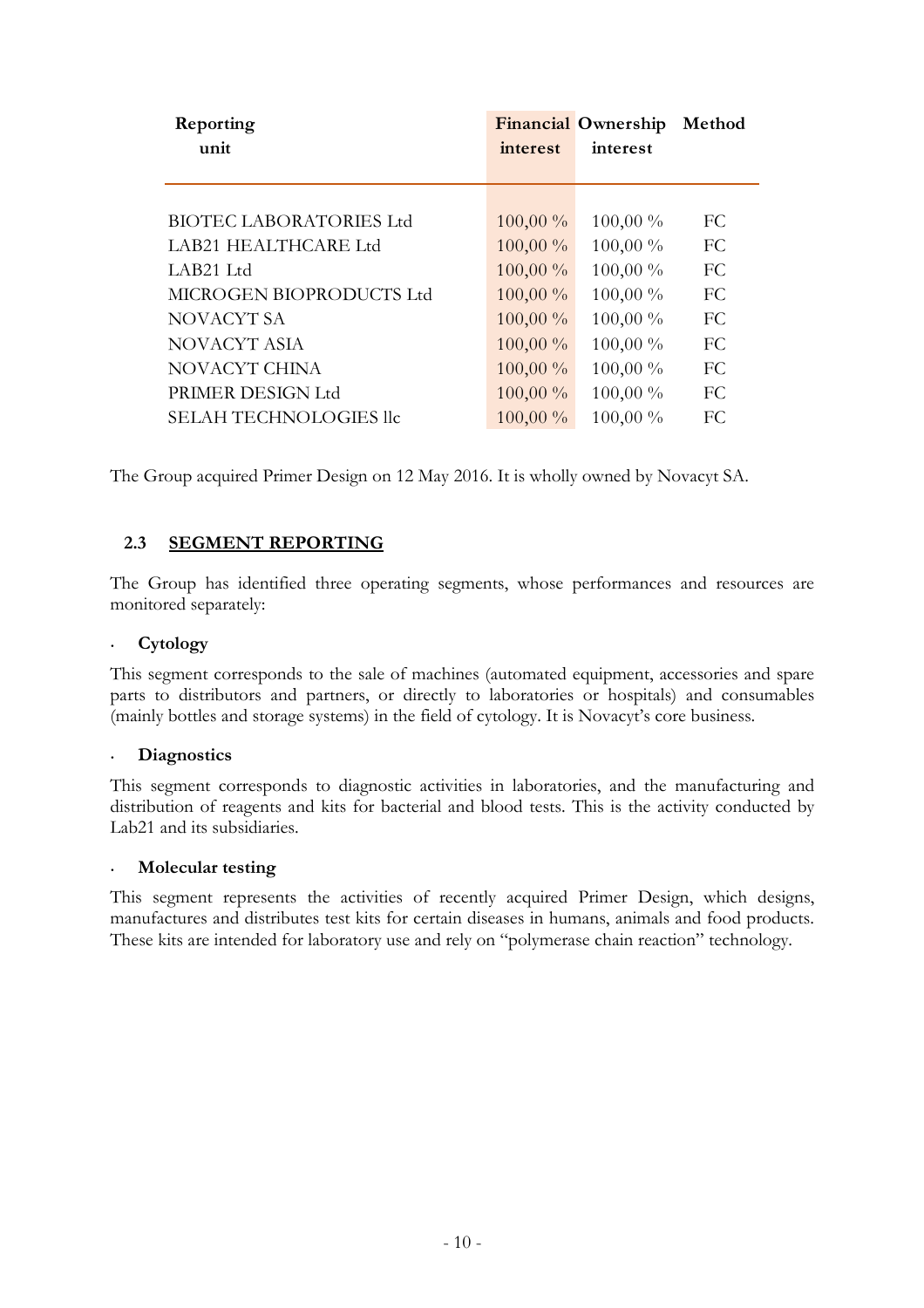| Reporting unit | Financial interest | Ownership interest | Method |
|---|---|---|---|
| BIOTEC LABORATORIES Ltd | 100,00 % | 100,00 % | FC |
| LAB21 HEALTHCARE Ltd | 100,00 % | 100,00 % | FC |
| LAB21 Ltd | 100,00 % | 100,00 % | FC |
| MICROGEN BIOPRODUCTS Ltd | 100,00 % | 100,00 % | FC |
| NOVACYT SA | 100,00 % | 100,00 % | FC |
| NOVACYT ASIA | 100,00 % | 100,00 % | FC |
| NOVACYT CHINA | 100,00 % | 100,00 % | FC |
| PRIMER DESIGN Ltd | 100,00 % | 100,00 % | FC |
| SELAH TECHNOLOGIES llc | 100,00 % | 100,00 % | FC |

The Group acquired Primer Design on 12 May 2016. It is wholly owned by Novacyt SA.

## 2.3 SEGMENT REPORTING

The Group has identified three operating segments, whose performances and resources are monitored separately:

- **Cytology**

This segment corresponds to the sale of machines (automated equipment, accessories and spare parts to distributors and partners, or directly to laboratories or hospitals) and consumables (mainly bottles and storage systems) in the field of cytology. It is Novacyt's core business.

- **Diagnostics**

This segment corresponds to diagnostic activities in laboratories, and the manufacturing and distribution of reagents and kits for bacterial and blood tests. This is the activity conducted by Lab21 and its subsidiaries.

- **Molecular testing**

This segment represents the activities of recently acquired Primer Design, which designs, manufactures and distributes test kits for certain diseases in humans, animals and food products. These kits are intended for laboratory use and rely on "polymerase chain reaction" technology.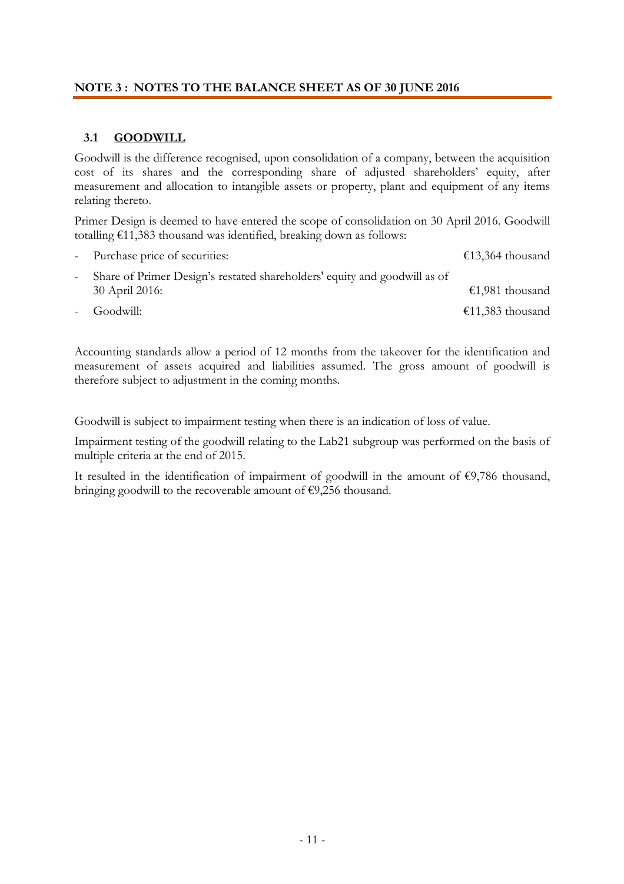## NOTE 3 : NOTES TO THE BALANCE SHEET AS OF 30 JUNE 2016

### 3.1 GOODWILL

Goodwill is the difference recognised, upon consolidation of a company, between the acquisition cost of its shares and the corresponding share of adjusted shareholders' equity, after measurement and allocation to intangible assets or property, plant and equipment of any items relating thereto.

Primer Design is deemed to have entered the scope of consolidation on 30 April 2016. Goodwill totalling €11,383 thousand was identified, breaking down as follows:

- Purchase price of securities: €13,364 thousand
- Share of Primer Design's restated shareholders' equity and goodwill as of 30 April 2016: €1,981 thousand
- Goodwill: €11,383 thousand

Accounting standards allow a period of 12 months from the takeover for the identification and measurement of assets acquired and liabilities assumed. The gross amount of goodwill is therefore subject to adjustment in the coming months.

Goodwill is subject to impairment testing when there is an indication of loss of value.

Impairment testing of the goodwill relating to the Lab21 subgroup was performed on the basis of multiple criteria at the end of 2015.

It resulted in the identification of impairment of goodwill in the amount of €9,786 thousand, bringing goodwill to the recoverable amount of €9,256 thousand.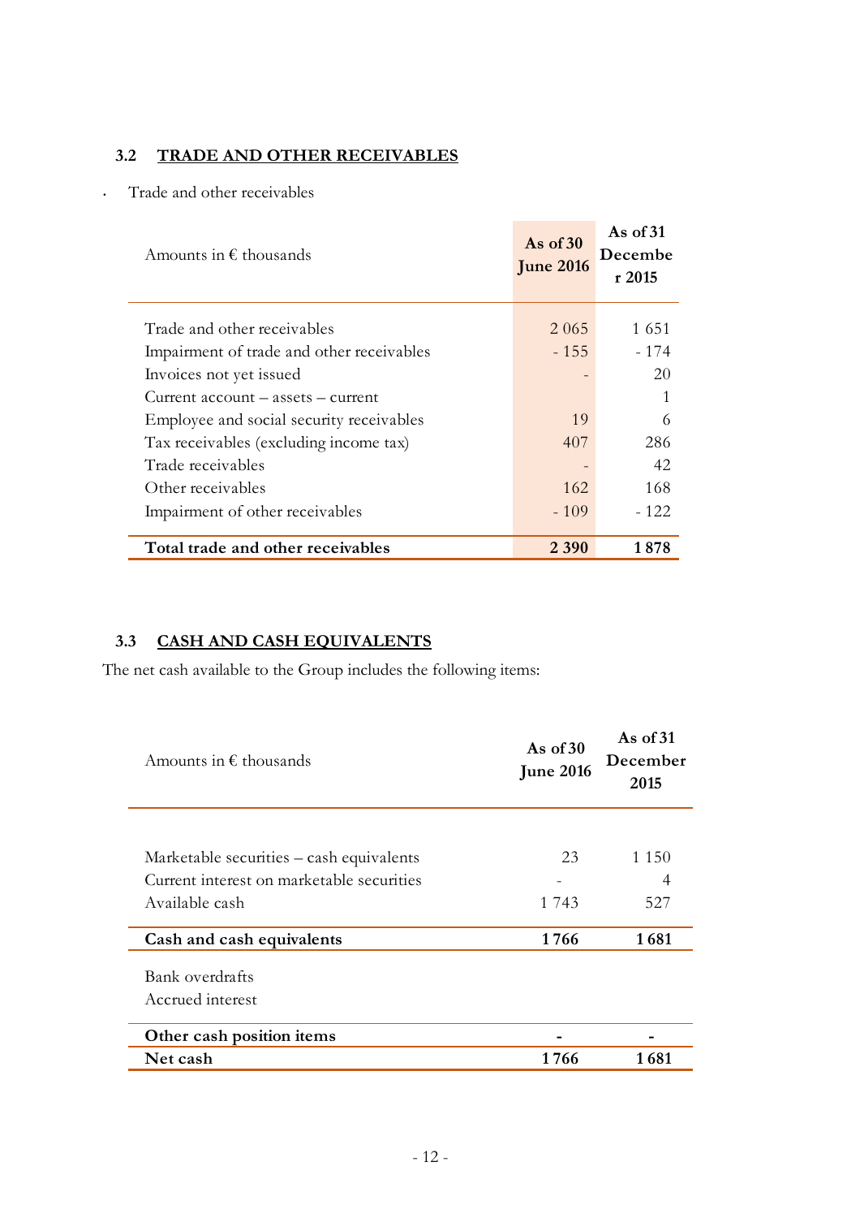### 3.2 TRADE AND OTHER RECEIVABLES

- Trade and other receivables

| Amounts in € thousands | As of 30 June 2016 | As of 31 December 2015 |
|---|---|---|
| Trade and other receivables | 2 065 | 1 651 |
| Impairment of trade and other receivables | - 155 | - 174 |
| Invoices not yet issued | - | 20 |
| Current account – assets – current | | 1 |
| Employee and social security receivables | 19 | 6 |
| Tax receivables (excluding income tax) | 407 | 286 |
| Trade receivables | - | 42 |
| Other receivables | 162 | 168 |
| Impairment of other receivables | - 109 | - 122 |
| **Total trade and other receivables** | **2 390** | **1 878** |

### 3.3 CASH AND CASH EQUIVALENTS

The net cash available to the Group includes the following items:

| Amounts in € thousands | As of 30 June 2016 | As of 31 December 2015 |
|---|---|---|
| Marketable securities – cash equivalents | 23 | 1 150 |
| Current interest on marketable securities | - | 4 |
| Available cash | 1 743 | 527 |
| **Cash and cash equivalents** | **1 766** | **1 681** |
| Bank overdrafts | | |
| Accrued interest | | |
| **Other cash position items** | **-** | **-** |
| **Net cash** | **1 766** | **1 681** |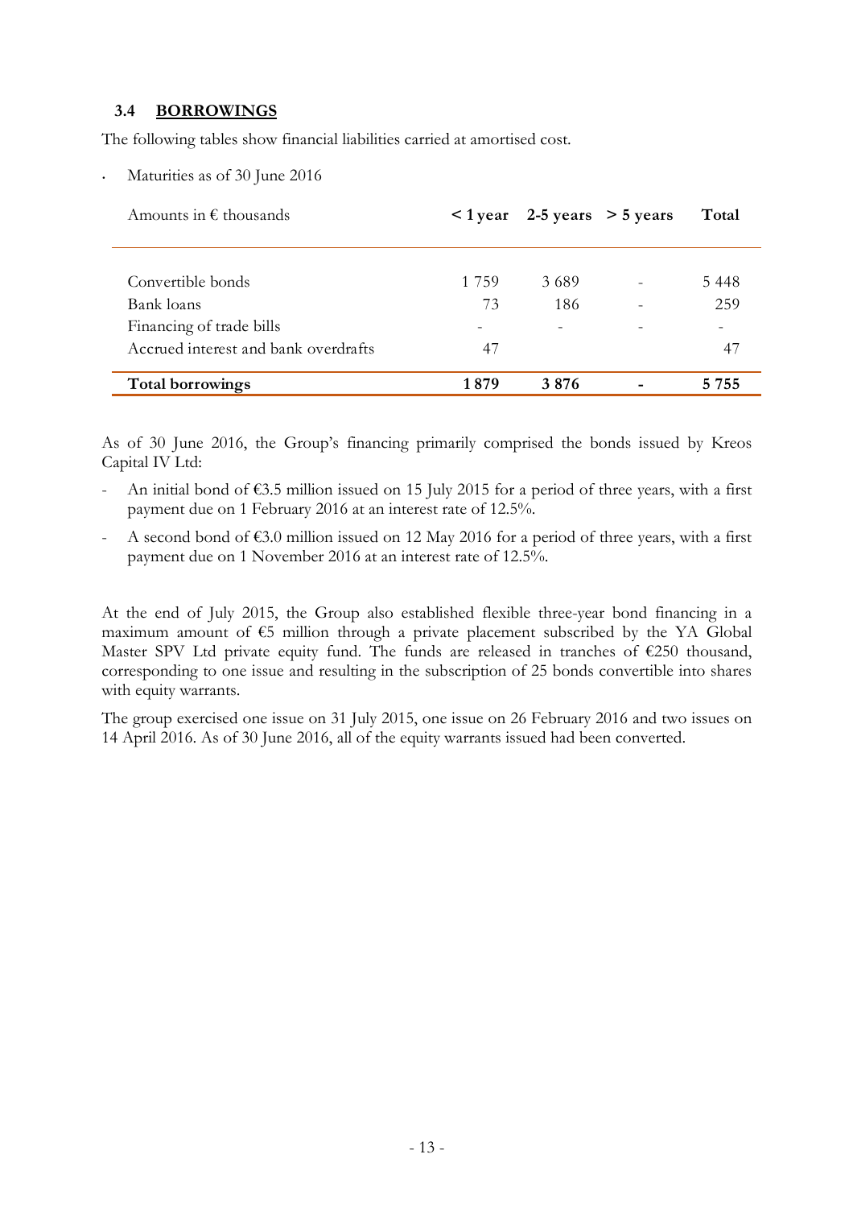### 3.4 BORROWINGS

The following tables show financial liabilities carried at amortised cost.

- Maturities as of 30 June 2016

| Amounts in € thousands | < 1 year | 2-5 years | > 5 years | Total |
|---|---|---|---|---|
| Convertible bonds | 1 759 | 3 689 | - | 5 448 |
| Bank loans | 73 | 186 | - | 259 |
| Financing of trade bills | - | - | - | - |
| Accrued interest and bank overdrafts | 47 | | | 47 |
| **Total borrowings** | **1 879** | **3 876** | **-** | **5 755** |

As of 30 June 2016, the Group's financing primarily comprised the bonds issued by Kreos Capital IV Ltd:

- An initial bond of €3.5 million issued on 15 July 2015 for a period of three years, with a first payment due on 1 February 2016 at an interest rate of 12.5%.
- A second bond of €3.0 million issued on 12 May 2016 for a period of three years, with a first payment due on 1 November 2016 at an interest rate of 12.5%.

At the end of July 2015, the Group also established flexible three-year bond financing in a maximum amount of €5 million through a private placement subscribed by the YA Global Master SPV Ltd private equity fund. The funds are released in tranches of €250 thousand, corresponding to one issue and resulting in the subscription of 25 bonds convertible into shares with equity warrants.

The group exercised one issue on 31 July 2015, one issue on 26 February 2016 and two issues on 14 April 2016. As of 30 June 2016, all of the equity warrants issued had been converted.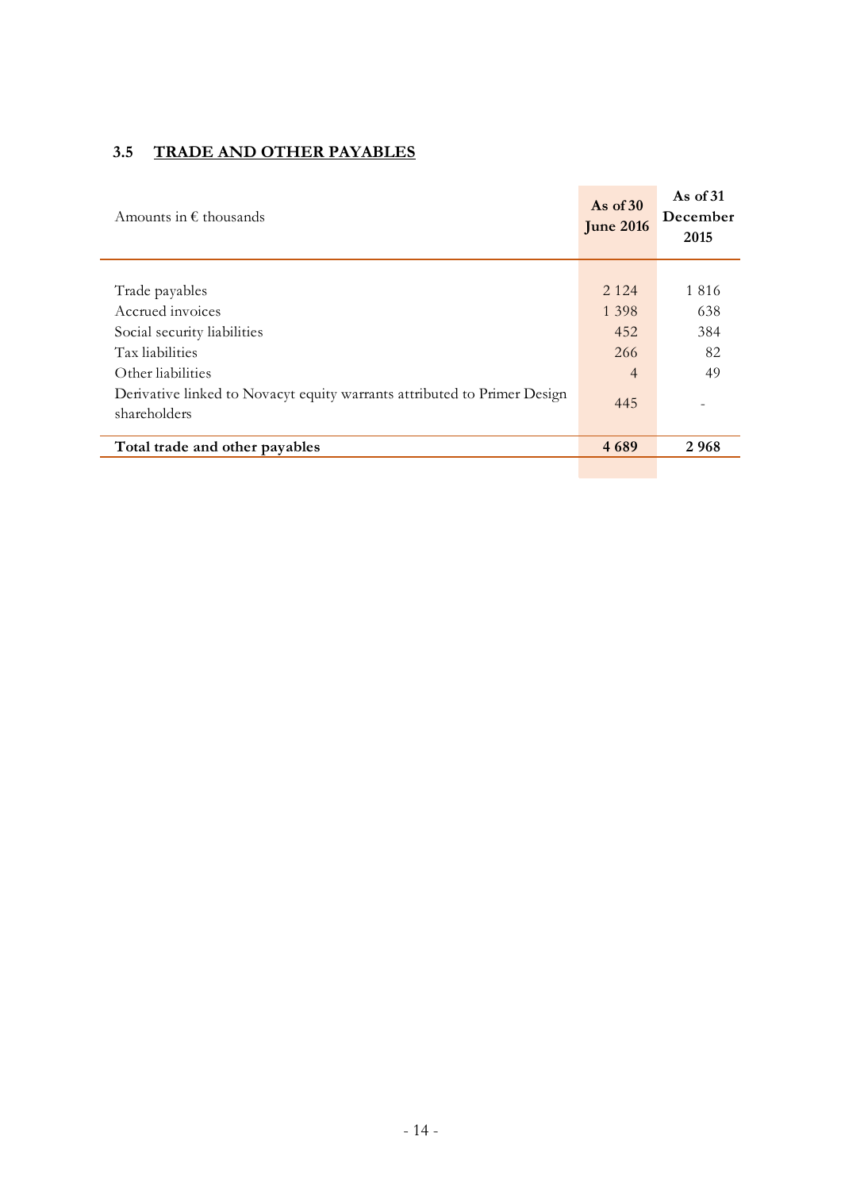### 3.5 TRADE AND OTHER PAYABLES

| Amounts in € thousands | As of 30 June 2016 | As of 31 December 2015 |
|---|---|---|
| Trade payables | 2 124 | 1 816 |
| Accrued invoices | 1 398 | 638 |
| Social security liabilities | 452 | 384 |
| Tax liabilities | 266 | 82 |
| Other liabilities | 4 | 49 |
| Derivative linked to Novacyt equity warrants attributed to Primer Design shareholders | 445 | - |
| **Total trade and other payables** | **4 689** | **2 968** |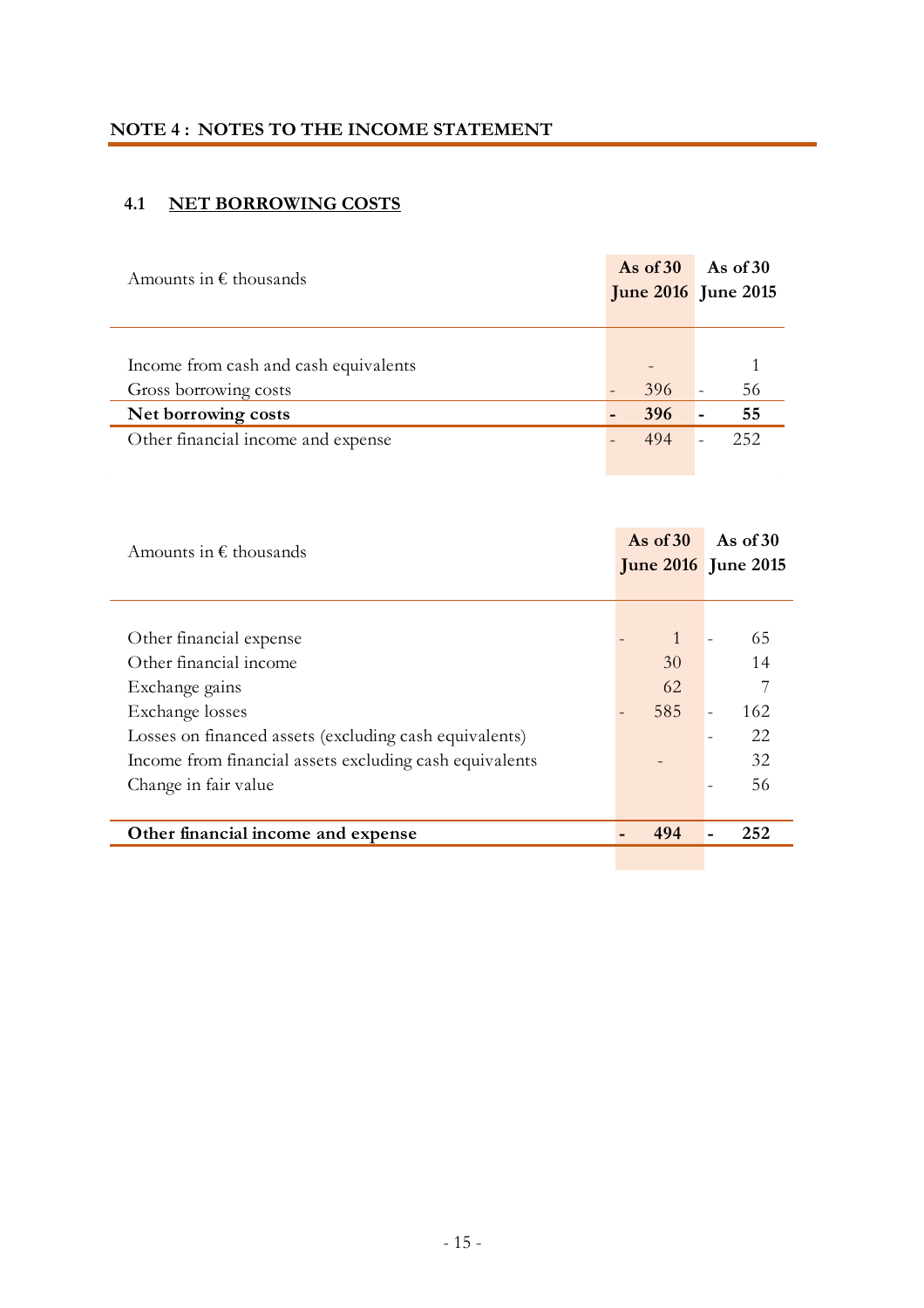## NOTE 4 : NOTES TO THE INCOME STATEMENT

### 4.1 NET BORROWING COSTS

| Amounts in € thousands | As of 30 June 2016 | As of 30 June 2015 |
|---|---|---|
| Income from cash and cash equivalents | - | 1 |
| Gross borrowing costs | - 396 | - 56 |
| **Net borrowing costs** | **- 396** | **- 55** |
| Other financial income and expense | - 494 | - 252 |

| Amounts in € thousands | As of 30 June 2016 | As of 30 June 2015 |
|---|---|---|
| Other financial expense | - 1 | - 65 |
| Other financial income | 30 | 14 |
| Exchange gains | 62 | 7 |
| Exchange losses | - 585 | - 162 |
| Losses on financed assets (excluding cash equivalents) | | - 22 |
| Income from financial assets excluding cash equivalents | - | 32 |
| Change in fair value | | - 56 |
| **Other financial income and expense** | **- 494** | **- 252** |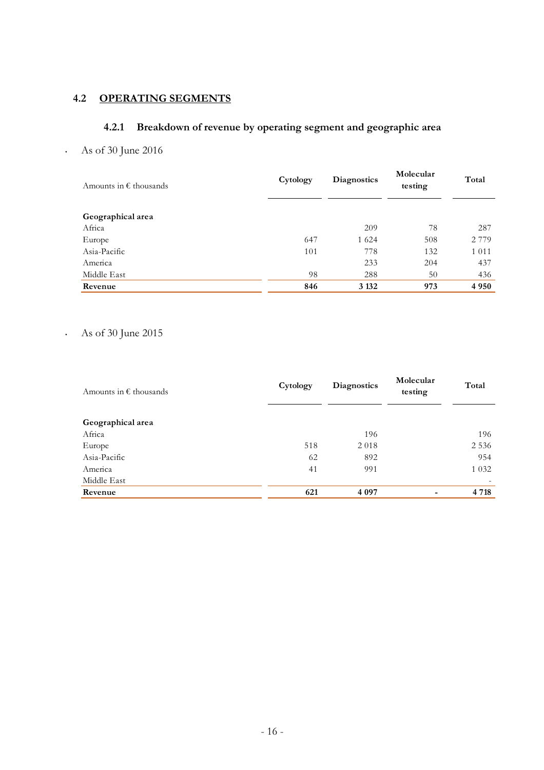## 4.2 OPERATING SEGMENTS

### 4.2.1 Breakdown of revenue by operating segment and geographic area

- As of 30 June 2016

| Amounts in € thousands | Cytology | Diagnostics | Molecular testing | Total |
|---|---|---|---|---|
| **Geographical area** | | | | |
| Africa | | 209 | 78 | 287 |
| Europe | 647 | 1 624 | 508 | 2 779 |
| Asia-Pacific | 101 | 778 | 132 | 1 011 |
| America | | 233 | 204 | 437 |
| Middle East | 98 | 288 | 50 | 436 |
| **Revenue** | **846** | **3 132** | **973** | **4 950** |

- As of 30 June 2015

| Amounts in € thousands | Cytology | Diagnostics | Molecular testing | Total |
|---|---|---|---|---|
| **Geographical area** | | | | |
| Africa | | 196 | | 196 |
| Europe | 518 | 2 018 | | 2 536 |
| Asia-Pacific | 62 | 892 | | 954 |
| America | 41 | 991 | | 1 032 |
| Middle East | | | | - |
| **Revenue** | **621** | **4 097** | **-** | **4 718** |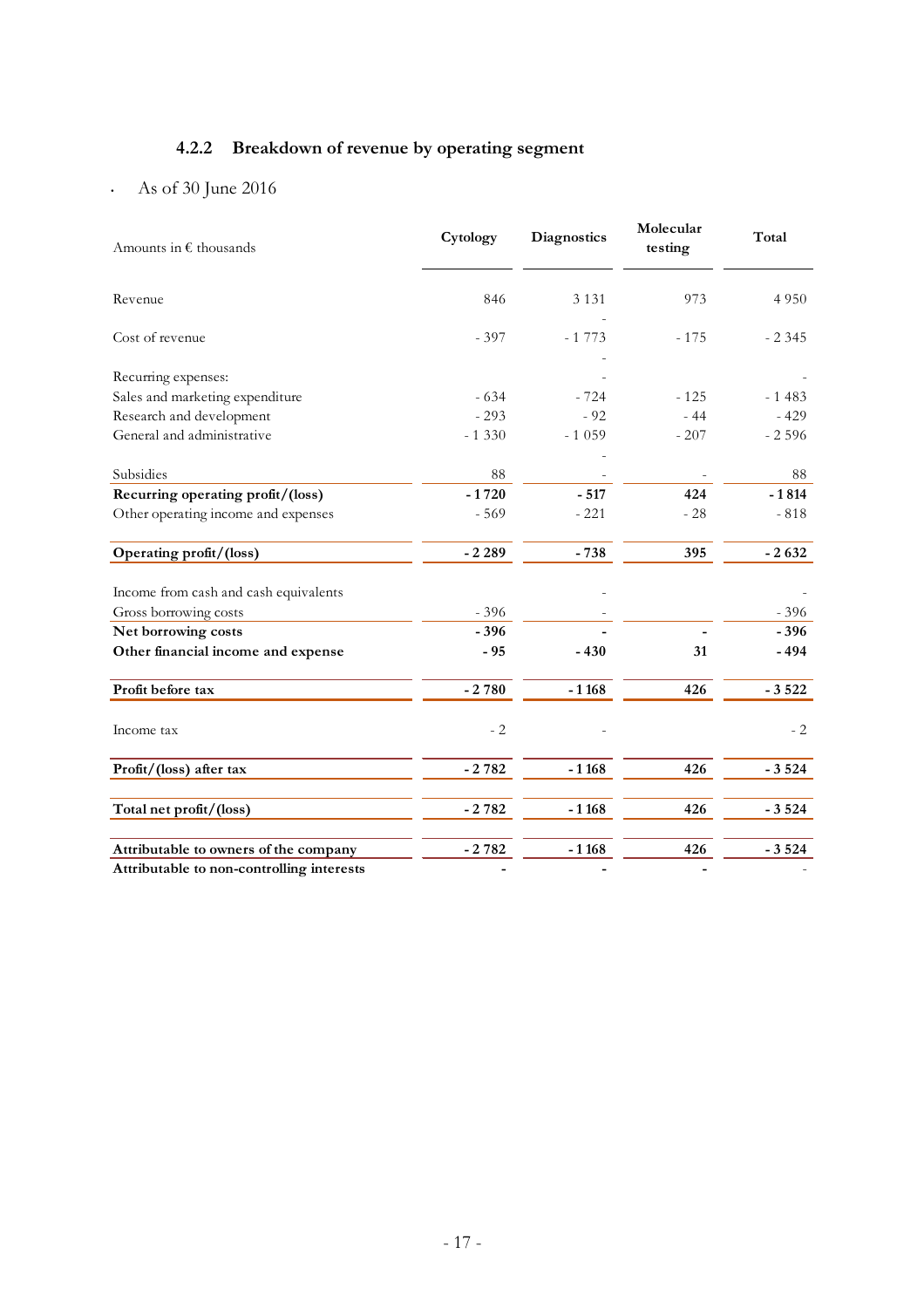### 4.2.2 Breakdown of revenue by operating segment

- As of 30 June 2016

| Amounts in € thousands | Cytology | Diagnostics | Molecular testing | Total |
|---|---|---|---|---|
| Revenue | 846 | 3 131 | 973 | 4 950 |
| Cost of revenue | - 397 | - 1 773 | - 175 | - 2 345 |
| Recurring expenses: | | - | | - |
| Sales and marketing expenditure | - 634 | - 724 | - 125 | - 1 483 |
| Research and development | - 293 | - 92 | - 44 | - 429 |
| General and administrative | - 1 330 | - 1 059 | - 207 | - 2 596 |
| Subsidies | 88 | - | - | 88 |
| **Recurring operating profit/(loss)** | **- 1 720** | **- 517** | **424** | **- 1 814** |
| Other operating income and expenses | - 569 | - 221 | - 28 | - 818 |
| **Operating profit/(loss)** | **- 2 289** | **- 738** | **395** | **- 2 632** |
| Income from cash and cash equivalents | | - | | - |
| Gross borrowing costs | - 396 | - | | - 396 |
| **Net borrowing costs** | **- 396** | **-** | **-** | **- 396** |
| **Other financial income and expense** | **- 95** | **- 430** | **31** | **- 494** |
| **Profit before tax** | **- 2 780** | **- 1 168** | **426** | **- 3 522** |
| Income tax | - 2 | - | | - 2 |
| **Profit/(loss) after tax** | **- 2 782** | **- 1 168** | **426** | **- 3 524** |
| **Total net profit/(loss)** | **- 2 782** | **- 1 168** | **426** | **- 3 524** |
| **Attributable to owners of the company** | **- 2 782** | **- 1 168** | **426** | **- 3 524** |
| **Attributable to non-controlling interests** | **-** | **-** | **-** | - |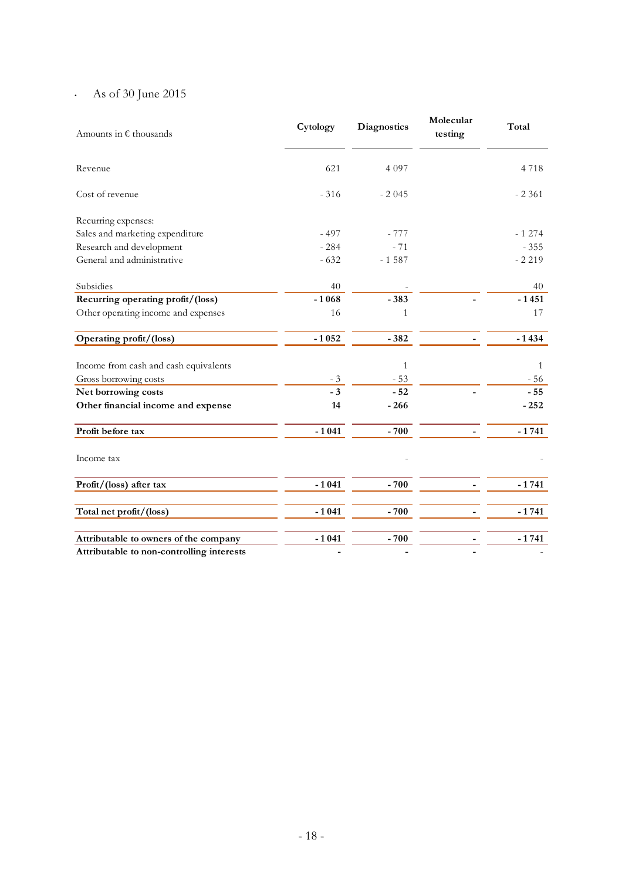- As of 30 June 2015

| Amounts in € thousands | Cytology | Diagnostics | Molecular testing | Total |
|---|---|---|---|---|
| Revenue | 621 | 4 097 | | 4 718 |
| Cost of revenue | - 316 | - 2 045 | | - 2 361 |
| Recurring expenses: | | | | |
| Sales and marketing expenditure | - 497 | - 777 | | - 1 274 |
| Research and development | - 284 | - 71 | | - 355 |
| General and administrative | - 632 | - 1 587 | | - 2 219 |
| Subsidies | 40 | - | | 40 |
| **Recurring operating profit/(loss)** | **- 1 068** | **- 383** | **-** | **- 1 451** |
| Other operating income and expenses | 16 | 1 | | 17 |
| **Operating profit/(loss)** | **- 1 052** | **- 382** | **-** | **- 1 434** |
| Income from cash and cash equivalents | | 1 | | 1 |
| Gross borrowing costs | - 3 | - 53 | | - 56 |
| **Net borrowing costs** | **- 3** | **- 52** | **-** | **- 55** |
| **Other financial income and expense** | **14** | **- 266** | | **- 252** |
| **Profit before tax** | **- 1 041** | **- 700** | **-** | **- 1 741** |
| Income tax | | - | | - |
| **Profit/(loss) after tax** | **- 1 041** | **- 700** | **-** | **- 1 741** |
| **Total net profit/(loss)** | **- 1 041** | **- 700** | **-** | **- 1 741** |
| **Attributable to owners of the company** | **- 1 041** | **- 700** | **-** | **- 1 741** |
| **Attributable to non-controlling interests** | **-** | **-** | **-** | - |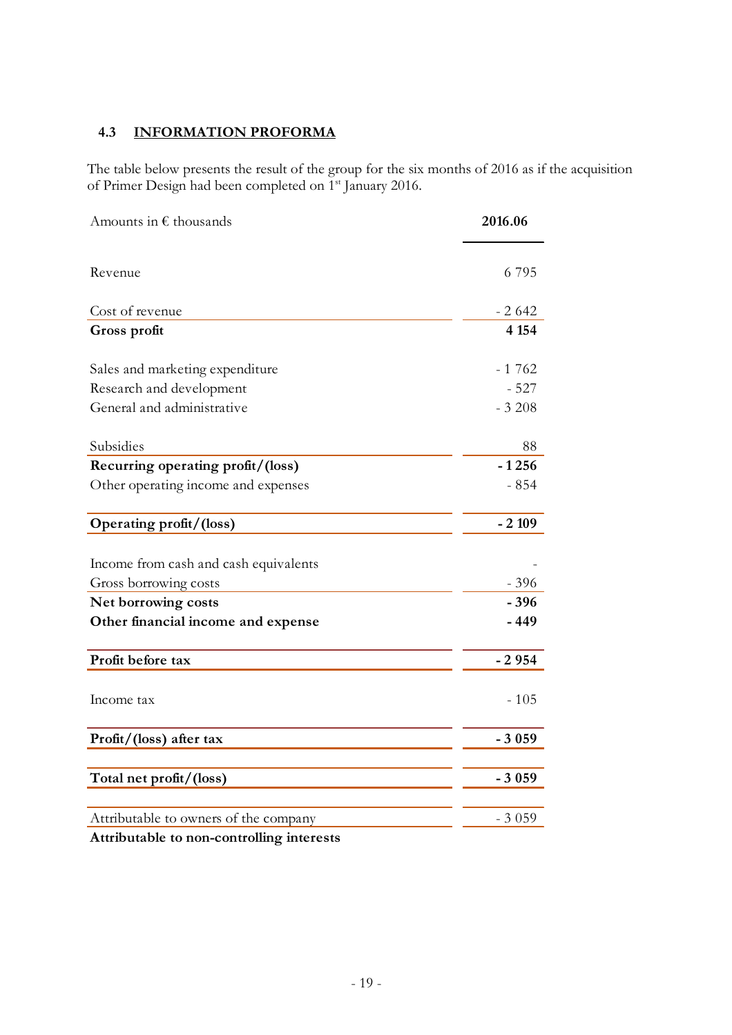### 4.3 INFORMATION PROFORMA

The table below presents the result of the group for the six months of 2016 as if the acquisition of Primer Design had been completed on 1st January 2016.

| Amounts in € thousands | 2016.06 |
|---|---|
| Revenue | 6 795 |
| Cost of revenue | - 2 642 |
| **Gross profit** | **4 154** |
| Sales and marketing expenditure | - 1 762 |
| Research and development | - 527 |
| General and administrative | - 3 208 |
| Subsidies | 88 |
| **Recurring operating profit/(loss)** | **- 1 256** |
| Other operating income and expenses | - 854 |
| **Operating profit/(loss)** | **- 2 109** |
| Income from cash and cash equivalents | - |
| Gross borrowing costs | - 396 |
| **Net borrowing costs** | **- 396** |
| **Other financial income and expense** | **- 449** |
| **Profit before tax** | **- 2 954** |
| Income tax | - 105 |
| **Profit/(loss) after tax** | **- 3 059** |
| **Total net profit/(loss)** | **- 3 059** |
| Attributable to owners of the company | - 3 059 |
| **Attributable to non-controlling interests** | |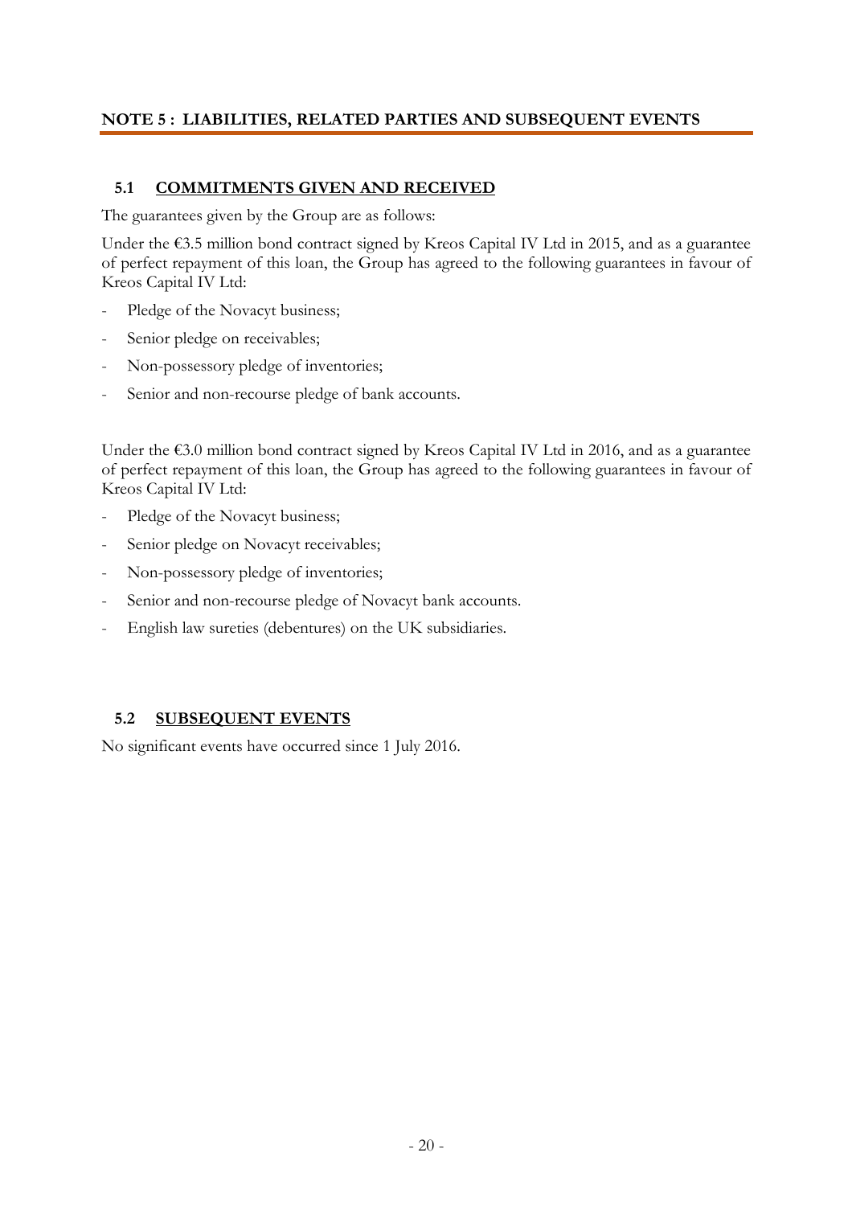## NOTE 5 : LIABILITIES, RELATED PARTIES AND SUBSEQUENT EVENTS

### 5.1 COMMITMENTS GIVEN AND RECEIVED

The guarantees given by the Group are as follows:

Under the €3.5 million bond contract signed by Kreos Capital IV Ltd in 2015, and as a guarantee of perfect repayment of this loan, the Group has agreed to the following guarantees in favour of Kreos Capital IV Ltd:

- Pledge of the Novacyt business;
- Senior pledge on receivables;
- Non-possessory pledge of inventories;
- Senior and non-recourse pledge of bank accounts.

Under the €3.0 million bond contract signed by Kreos Capital IV Ltd in 2016, and as a guarantee of perfect repayment of this loan, the Group has agreed to the following guarantees in favour of Kreos Capital IV Ltd:

- Pledge of the Novacyt business;
- Senior pledge on Novacyt receivables;
- Non-possessory pledge of inventories;
- Senior and non-recourse pledge of Novacyt bank accounts.
- English law sureties (debentures) on the UK subsidiaries.

### 5.2 SUBSEQUENT EVENTS

No significant events have occurred since 1 July 2016.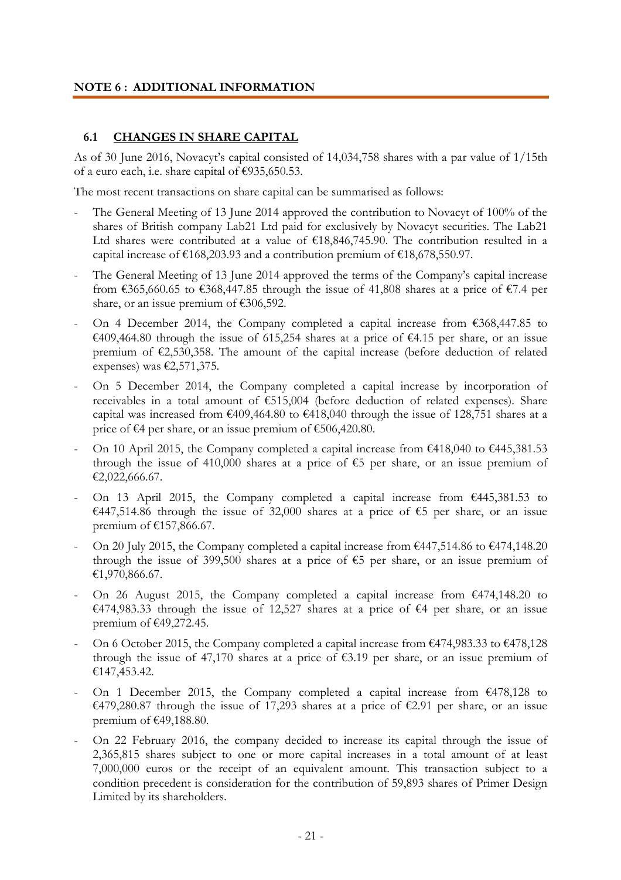## NOTE 6 : ADDITIONAL INFORMATION

### 6.1 CHANGES IN SHARE CAPITAL

As of 30 June 2016, Novacyt's capital consisted of 14,034,758 shares with a par value of 1/15th of a euro each, i.e. share capital of €935,650.53.

The most recent transactions on share capital can be summarised as follows:

- The General Meeting of 13 June 2014 approved the contribution to Novacyt of 100% of the shares of British company Lab21 Ltd paid for exclusively by Novacyt securities. The Lab21 Ltd shares were contributed at a value of €18,846,745.90. The contribution resulted in a capital increase of €168,203.93 and a contribution premium of €18,678,550.97.
- The General Meeting of 13 June 2014 approved the terms of the Company's capital increase from €365,660.65 to €368,447.85 through the issue of 41,808 shares at a price of €7.4 per share, or an issue premium of €306,592.
- On 4 December 2014, the Company completed a capital increase from €368,447.85 to €409,464.80 through the issue of 615,254 shares at a price of €4.15 per share, or an issue premium of €2,530,358. The amount of the capital increase (before deduction of related expenses) was €2,571,375.
- On 5 December 2014, the Company completed a capital increase by incorporation of receivables in a total amount of €515,004 (before deduction of related expenses). Share capital was increased from €409,464.80 to €418,040 through the issue of 128,751 shares at a price of €4 per share, or an issue premium of €506,420.80.
- On 10 April 2015, the Company completed a capital increase from €418,040 to €445,381.53 through the issue of 410,000 shares at a price of €5 per share, or an issue premium of €2,022,666.67.
- On 13 April 2015, the Company completed a capital increase from €445,381.53 to €447,514.86 through the issue of 32,000 shares at a price of €5 per share, or an issue premium of €157,866.67.
- On 20 July 2015, the Company completed a capital increase from €447,514.86 to €474,148.20 through the issue of 399,500 shares at a price of €5 per share, or an issue premium of €1,970,866.67.
- On 26 August 2015, the Company completed a capital increase from €474,148.20 to €474,983.33 through the issue of 12,527 shares at a price of €4 per share, or an issue premium of €49,272.45.
- On 6 October 2015, the Company completed a capital increase from €474,983.33 to €478,128 through the issue of 47,170 shares at a price of €3.19 per share, or an issue premium of €147,453.42.
- On 1 December 2015, the Company completed a capital increase from €478,128 to €479,280.87 through the issue of 17,293 shares at a price of €2.91 per share, or an issue premium of €49,188.80.
- On 22 February 2016, the company decided to increase its capital through the issue of 2,365,815 shares subject to one or more capital increases in a total amount of at least 7,000,000 euros or the receipt of an equivalent amount. This transaction subject to a condition precedent is consideration for the contribution of 59,893 shares of Primer Design Limited by its shareholders.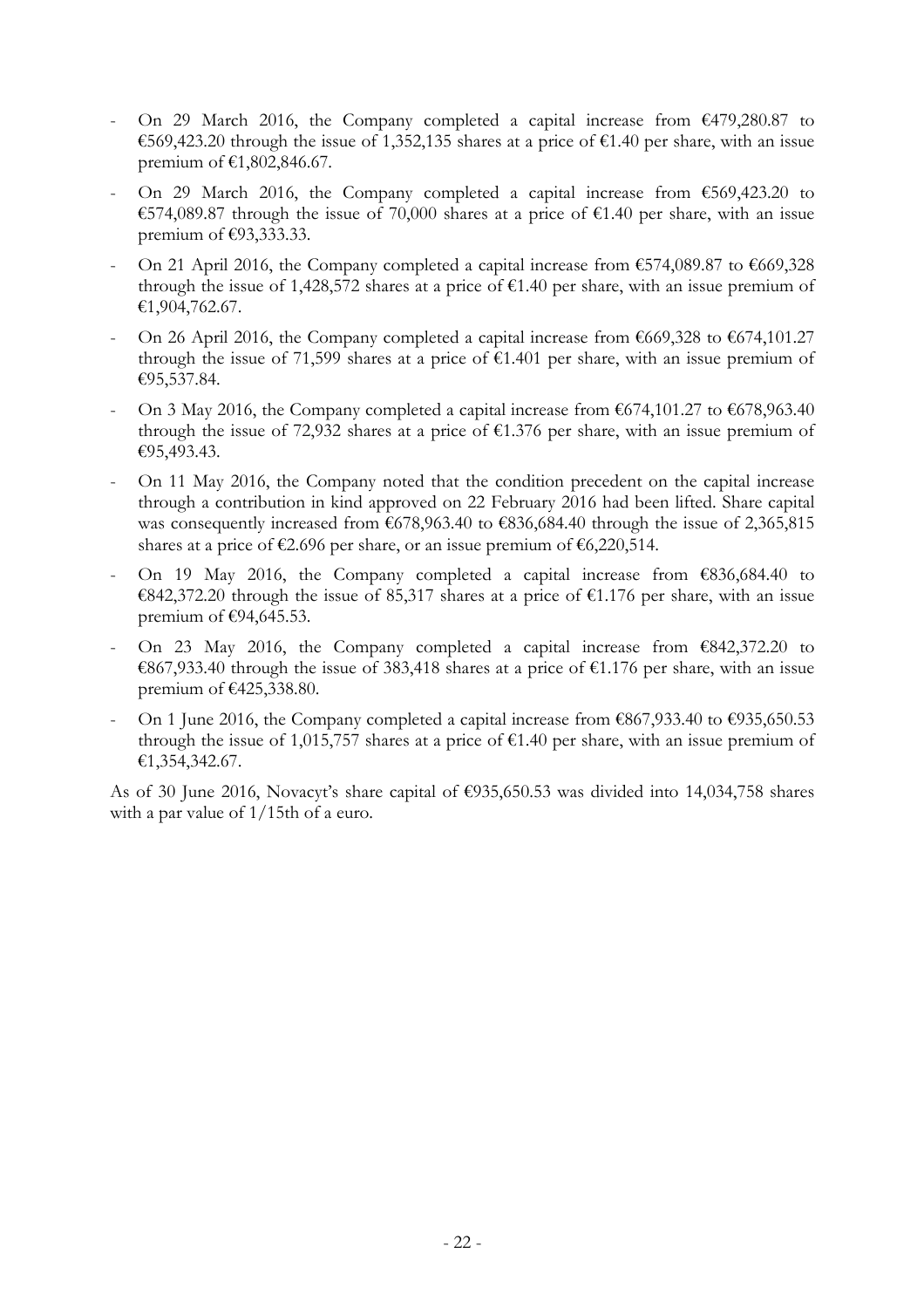- On 29 March 2016, the Company completed a capital increase from €479,280.87 to €569,423.20 through the issue of 1,352,135 shares at a price of €1.40 per share, with an issue premium of €1,802,846.67.
- On 29 March 2016, the Company completed a capital increase from €569,423.20 to €574,089.87 through the issue of 70,000 shares at a price of €1.40 per share, with an issue premium of €93,333.33.
- On 21 April 2016, the Company completed a capital increase from €574,089.87 to €669,328 through the issue of 1,428,572 shares at a price of €1.40 per share, with an issue premium of €1,904,762.67.
- On 26 April 2016, the Company completed a capital increase from €669,328 to €674,101.27 through the issue of 71,599 shares at a price of €1.401 per share, with an issue premium of €95,537.84.
- On 3 May 2016, the Company completed a capital increase from €674,101.27 to €678,963.40 through the issue of 72,932 shares at a price of €1.376 per share, with an issue premium of €95,493.43.
- On 11 May 2016, the Company noted that the condition precedent on the capital increase through a contribution in kind approved on 22 February 2016 had been lifted. Share capital was consequently increased from €678,963.40 to €836,684.40 through the issue of 2,365,815 shares at a price of €2.696 per share, or an issue premium of €6,220,514.
- On 19 May 2016, the Company completed a capital increase from €836,684.40 to €842,372.20 through the issue of 85,317 shares at a price of €1.176 per share, with an issue premium of €94,645.53.
- On 23 May 2016, the Company completed a capital increase from €842,372.20 to €867,933.40 through the issue of 383,418 shares at a price of €1.176 per share, with an issue premium of €425,338.80.
- On 1 June 2016, the Company completed a capital increase from €867,933.40 to €935,650.53 through the issue of 1,015,757 shares at a price of €1.40 per share, with an issue premium of €1,354,342.67.

As of 30 June 2016, Novacyt's share capital of €935,650.53 was divided into 14,034,758 shares with a par value of 1/15th of a euro.